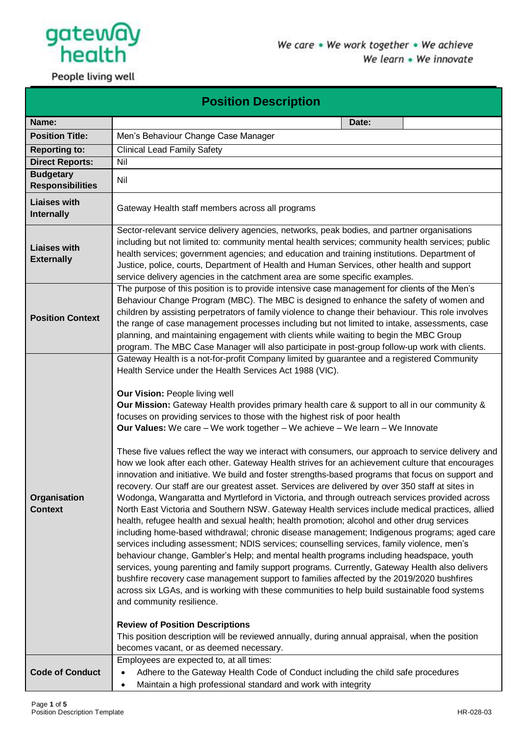gateway health

People living well

*We care • We work together • We achieve*
*We learn • We innovate*

# Position Description

| | | | |
|---|---|---|---|
| **Name:** | | **Date:** | |
| **Position Title:** | Men's Behaviour Change Case Manager | | |
| **Reporting to:** | Clinical Lead Family Safety | | |
| **Direct Reports:** | Nil | | |
| **Budgetary Responsibilities** | Nil | | |
| **Liaises with Internally** | Gateway Health staff members across all programs | | |
| **Liaises with Externally** | Sector-relevant service delivery agencies, networks, peak bodies, and partner organisations including but not limited to: community mental health services; community health services; public health services; government agencies; and education and training institutions. Department of Justice, police, courts, Department of Health and Human Services, other health and support service delivery agencies in the catchment area are some specific examples. | | |
| **Position Context** | The purpose of this position is to provide intensive case management for clients of the Men's Behaviour Change Program (MBC). The MBC is designed to enhance the safety of women and children by assisting perpetrators of family violence to change their behaviour. This role involves the range of case management processes including but not limited to intake, assessments, case planning, and maintaining engagement with clients while waiting to begin the MBC Group program. The MBC Case Manager will also participate in post-group follow-up work with clients. | | |
| **Organisation Context** | Gateway Health is a not-for-profit Company limited by guarantee and a registered Community Health Service under the Health Services Act 1988 (VIC).<br><br>**Our Vision:** People living well<br>**Our Mission:** Gateway Health provides primary health care & support to all in our community & focuses on providing services to those with the highest risk of poor health<br>**Our Values:** We care – We work together – We achieve – We learn – We Innovate<br><br>These five values reflect the way we interact with consumers, our approach to service delivery and how we look after each other. Gateway Health strives for an achievement culture that encourages innovation and initiative. We build and foster strengths-based programs that focus on support and recovery. Our staff are our greatest asset. Services are delivered by over 350 staff at sites in Wodonga, Wangaratta and Myrtleford in Victoria, and through outreach services provided across North East Victoria and Southern NSW. Gateway Health services include medical practices, allied health, refugee health and sexual health; health promotion; alcohol and other drug services including home-based withdrawal; chronic disease management; Indigenous programs; aged care services including assessment; NDIS services; counselling services, family violence, men's behaviour change, Gambler's Help; and mental health programs including headspace, youth services, young parenting and family support programs. Currently, Gateway Health also delivers bushfire recovery case management support to families affected by the 2019/2020 bushfires across six LGAs, and is working with these communities to help build sustainable food systems and community resilience.<br><br>**Review of Position Descriptions**<br>This position description will be reviewed annually, during annual appraisal, when the position becomes vacant, or as deemed necessary. | | |
| **Code of Conduct** | Employees are expected to, at all times:<br>• Adhere to the Gateway Health Code of Conduct including the child safe procedures<br>• Maintain a high professional standard and work with integrity | | |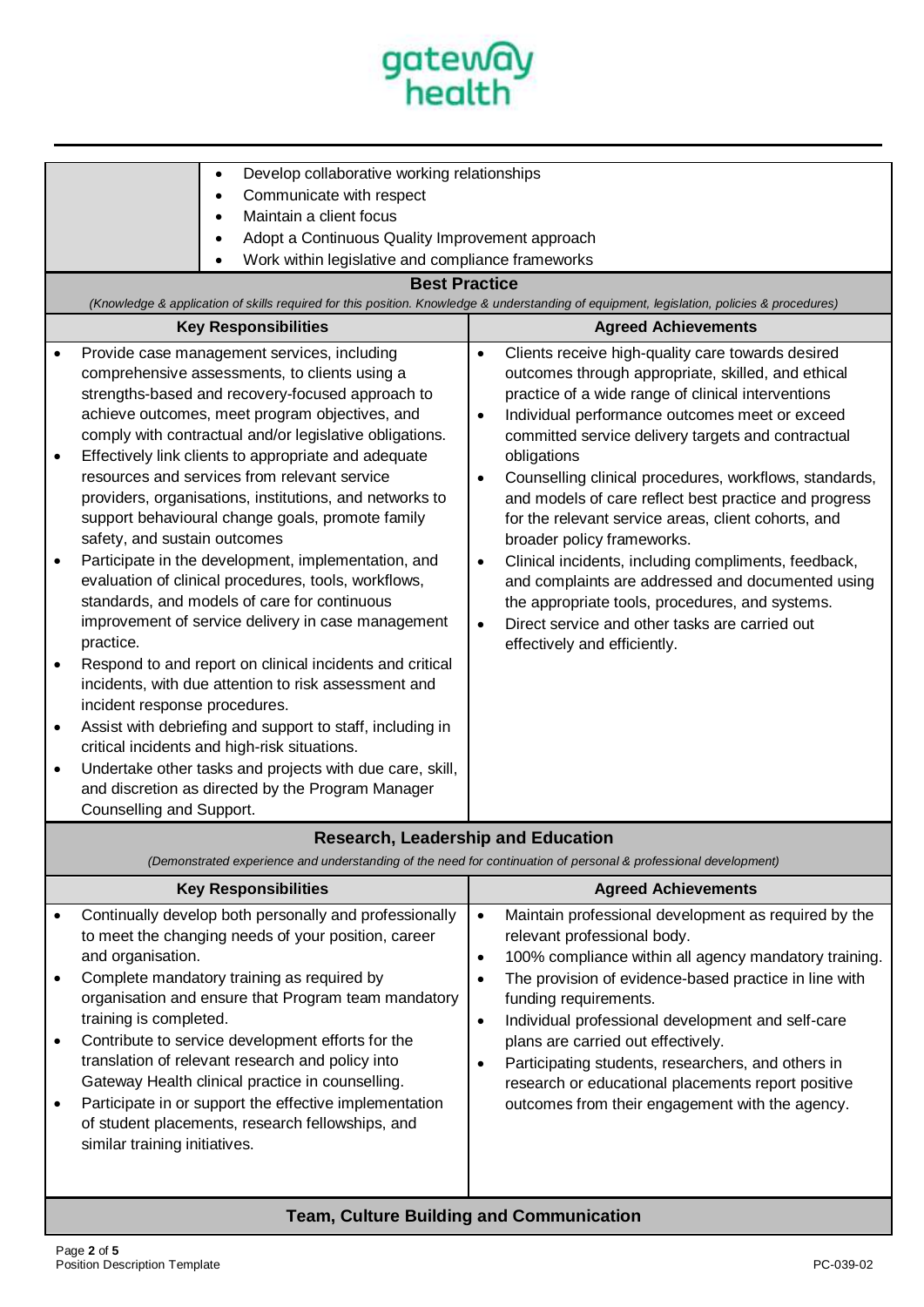| | |
|---|---|
| | • Develop collaborative working relationships<br>• Communicate with respect<br>• Maintain a client focus<br>• Adopt a Continuous Quality Improvement approach<br>• Work within legislative and compliance frameworks |

**Best Practice**

*(Knowledge & application of skills required for this position. Knowledge & understanding of equipment, legislation, policies & procedures)*

| Key Responsibilities | Agreed Achievements |
|---|---|
| • Provide case management services, including comprehensive assessments, to clients using a strengths-based and recovery-focused approach to achieve outcomes, meet program objectives, and comply with contractual and/or legislative obligations.<br>• Effectively link clients to appropriate and adequate resources and services from relevant service providers, organisations, institutions, and networks to support behavioural change goals, promote family safety, and sustain outcomes<br>• Participate in the development, implementation, and evaluation of clinical procedures, tools, workflows, standards, and models of care for continuous improvement of service delivery in case management practice.<br>• Respond to and report on clinical incidents and critical incidents, with due attention to risk assessment and incident response procedures.<br>• Assist with debriefing and support to staff, including in critical incidents and high-risk situations.<br>• Undertake other tasks and projects with due care, skill, and discretion as directed by the Program Manager Counselling and Support. | • Clients receive high-quality care towards desired outcomes through appropriate, skilled, and ethical practice of a wide range of clinical interventions<br>• Individual performance outcomes meet or exceed committed service delivery targets and contractual obligations<br>• Counselling clinical procedures, workflows, standards, and models of care reflect best practice and progress for the relevant service areas, client cohorts, and broader policy frameworks.<br>• Clinical incidents, including compliments, feedback, and complaints are addressed and documented using the appropriate tools, procedures, and systems.<br>• Direct service and other tasks are carried out effectively and efficiently. |

**Research, Leadership and Education**

*(Demonstrated experience and understanding of the need for continuation of personal & professional development)*

| Key Responsibilities | Agreed Achievements |
|---|---|
| • Continually develop both personally and professionally to meet the changing needs of your position, career and organisation.<br>• Complete mandatory training as required by organisation and ensure that Program team mandatory training is completed.<br>• Contribute to service development efforts for the translation of relevant research and policy into Gateway Health clinical practice in counselling.<br>• Participate in or support the effective implementation of student placements, research fellowships, and similar training initiatives. | • Maintain professional development as required by the relevant professional body.<br>• 100% compliance within all agency mandatory training.<br>• The provision of evidence-based practice in line with funding requirements.<br>• Individual professional development and self-care plans are carried out effectively.<br>• Participating students, researchers, and others in research or educational placements report positive outcomes from their engagement with the agency. |

**Team, Culture Building and Communication**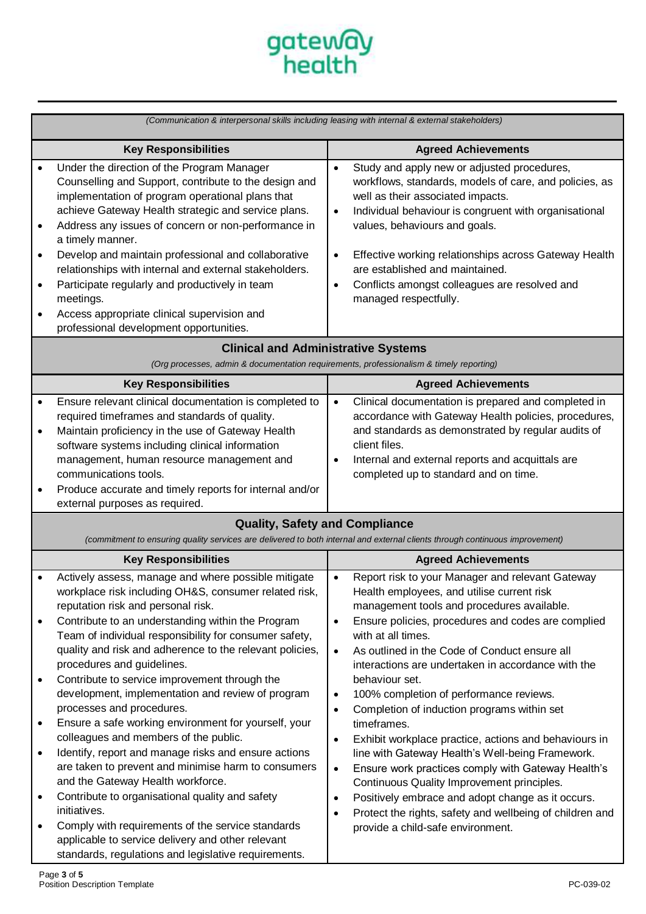*(Communication & interpersonal skills including leasing with internal & external stakeholders)*

| Key Responsibilities | Agreed Achievements |
|---|---|
| • Under the direction of the Program Manager Counselling and Support, contribute to the design and implementation of program operational plans that achieve Gateway Health strategic and service plans.<br>• Address any issues of concern or non-performance in a timely manner.<br>• Develop and maintain professional and collaborative relationships with internal and external stakeholders.<br>• Participate regularly and productively in team meetings.<br>• Access appropriate clinical supervision and professional development opportunities. | • Study and apply new or adjusted procedures, workflows, standards, models of care, and policies, as well as their associated impacts.<br>• Individual behaviour is congruent with organisational values, behaviours and goals.<br>• Effective working relationships across Gateway Health are established and maintained.<br>• Conflicts amongst colleagues are resolved and managed respectfully. |

## Clinical and Administrative Systems

*(Org processes, admin & documentation requirements, professionalism & timely reporting)*

| Key Responsibilities | Agreed Achievements |
|---|---|
| • Ensure relevant clinical documentation is completed to required timeframes and standards of quality.<br>• Maintain proficiency in the use of Gateway Health software systems including clinical information management, human resource management and communications tools.<br>• Produce accurate and timely reports for internal and/or external purposes as required. | • Clinical documentation is prepared and completed in accordance with Gateway Health policies, procedures, and standards as demonstrated by regular audits of client files.<br>• Internal and external reports and acquittals are completed up to standard and on time. |

## Quality, Safety and Compliance

*(commitment to ensuring quality services are delivered to both internal and external clients through continuous improvement)*

| Key Responsibilities | Agreed Achievements |
|---|---|
| • Actively assess, manage and where possible mitigate workplace risk including OH&S, consumer related risk, reputation risk and personal risk.<br>• Contribute to an understanding within the Program Team of individual responsibility for consumer safety, quality and risk and adherence to the relevant policies, procedures and guidelines.<br>• Contribute to service improvement through the development, implementation and review of program processes and procedures.<br>• Ensure a safe working environment for yourself, your colleagues and members of the public.<br>• Identify, report and manage risks and ensure actions are taken to prevent and minimise harm to consumers and the Gateway Health workforce.<br>• Contribute to organisational quality and safety initiatives.<br>• Comply with requirements of the service standards applicable to service delivery and other relevant standards, regulations and legislative requirements. | • Report risk to your Manager and relevant Gateway Health employees, and utilise current risk management tools and procedures available.<br>• Ensure policies, procedures and codes are complied with at all times.<br>• As outlined in the Code of Conduct ensure all interactions are undertaken in accordance with the behaviour set.<br>• 100% completion of performance reviews.<br>• Completion of induction programs within set timeframes.<br>• Exhibit workplace practice, actions and behaviours in line with Gateway Health's Well-being Framework.<br>• Ensure work practices comply with Gateway Health's Continuous Quality Improvement principles.<br>• Positively embrace and adopt change as it occurs.<br>• Protect the rights, safety and wellbeing of children and provide a child-safe environment. |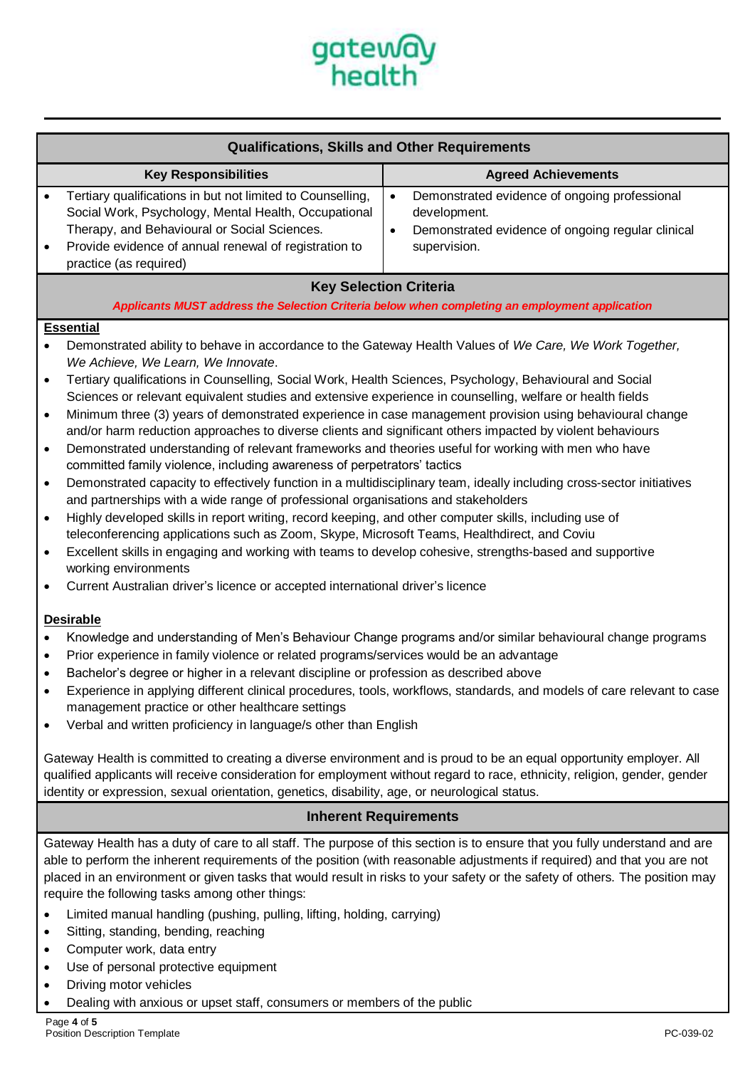## Qualifications, Skills and Other Requirements

| Key Responsibilities | Agreed Achievements |
|---|---|
| • Tertiary qualifications in but not limited to Counselling, Social Work, Psychology, Mental Health, Occupational Therapy, and Behavioural or Social Sciences.<br>• Provide evidence of annual renewal of registration to practice (as required) | • Demonstrated evidence of ongoing professional development.<br>• Demonstrated evidence of ongoing regular clinical supervision. |

## Key Selection Criteria

***Applicants MUST address the Selection Criteria below when completing an employment application***

**Essential**

- Demonstrated ability to behave in accordance to the Gateway Health Values of *We Care, We Work Together, We Achieve, We Learn, We Innovate*.
- Tertiary qualifications in Counselling, Social Work, Health Sciences, Psychology, Behavioural and Social Sciences or relevant equivalent studies and extensive experience in counselling, welfare or health fields
- Minimum three (3) years of demonstrated experience in case management provision using behavioural change and/or harm reduction approaches to diverse clients and significant others impacted by violent behaviours
- Demonstrated understanding of relevant frameworks and theories useful for working with men who have committed family violence, including awareness of perpetrators' tactics
- Demonstrated capacity to effectively function in a multidisciplinary team, ideally including cross-sector initiatives and partnerships with a wide range of professional organisations and stakeholders
- Highly developed skills in report writing, record keeping, and other computer skills, including use of teleconferencing applications such as Zoom, Skype, Microsoft Teams, Healthdirect, and Coviu
- Excellent skills in engaging and working with teams to develop cohesive, strengths-based and supportive working environments
- Current Australian driver's licence or accepted international driver's licence

**Desirable**

- Knowledge and understanding of Men's Behaviour Change programs and/or similar behavioural change programs
- Prior experience in family violence or related programs/services would be an advantage
- Bachelor's degree or higher in a relevant discipline or profession as described above
- Experience in applying different clinical procedures, tools, workflows, standards, and models of care relevant to case management practice or other healthcare settings
- Verbal and written proficiency in language/s other than English

Gateway Health is committed to creating a diverse environment and is proud to be an equal opportunity employer. All qualified applicants will receive consideration for employment without regard to race, ethnicity, religion, gender, gender identity or expression, sexual orientation, genetics, disability, age, or neurological status.

## Inherent Requirements

Gateway Health has a duty of care to all staff. The purpose of this section is to ensure that you fully understand and are able to perform the inherent requirements of the position (with reasonable adjustments if required) and that you are not placed in an environment or given tasks that would result in risks to your safety or the safety of others. The position may require the following tasks among other things:

- Limited manual handling (pushing, pulling, lifting, holding, carrying)
- Sitting, standing, bending, reaching
- Computer work, data entry
- Use of personal protective equipment
- Driving motor vehicles
- Dealing with anxious or upset staff, consumers or members of the public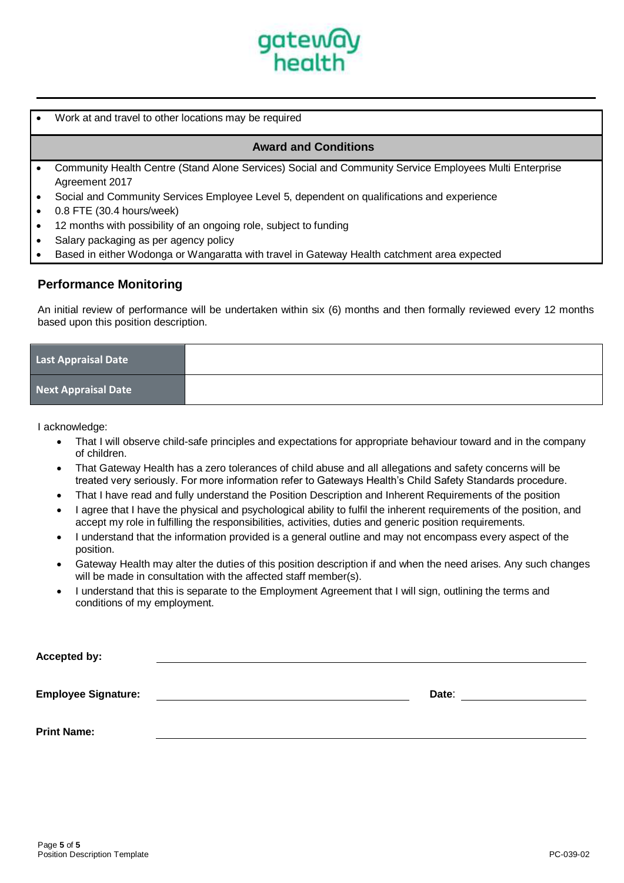- Work at and travel to other locations may be required

## Award and Conditions

- Community Health Centre (Stand Alone Services) Social and Community Service Employees Multi Enterprise Agreement 2017
- Social and Community Services Employee Level 5, dependent on qualifications and experience
- 0.8 FTE (30.4 hours/week)
- 12 months with possibility of an ongoing role, subject to funding
- Salary packaging as per agency policy
- Based in either Wodonga or Wangaratta with travel in Gateway Health catchment area expected

## Performance Monitoring

An initial review of performance will be undertaken within six (6) months and then formally reviewed every 12 months based upon this position description.

| | |
|---|---|
| **Last Appraisal Date** | |
| **Next Appraisal Date** | |

I acknowledge:

- That I will observe child-safe principles and expectations for appropriate behaviour toward and in the company of children.
- That Gateway Health has a zero tolerances of child abuse and all allegations and safety concerns will be treated very seriously. For more information refer to Gateways Health's Child Safety Standards procedure.
- That I have read and fully understand the Position Description and Inherent Requirements of the position
- I agree that I have the physical and psychological ability to fulfil the inherent requirements of the position, and accept my role in fulfilling the responsibilities, activities, duties and generic position requirements.
- I understand that the information provided is a general outline and may not encompass every aspect of the position.
- Gateway Health may alter the duties of this position description if and when the need arises. Any such changes will be made in consultation with the affected staff member(s).
- I understand that this is separate to the Employment Agreement that I will sign, outlining the terms and conditions of my employment.

**Accepted by:** ______________________________

**Employee Signature:** ______________________________ **Date**: ______________

**Print Name:** ______________________________

Position Description Template PC-039-02